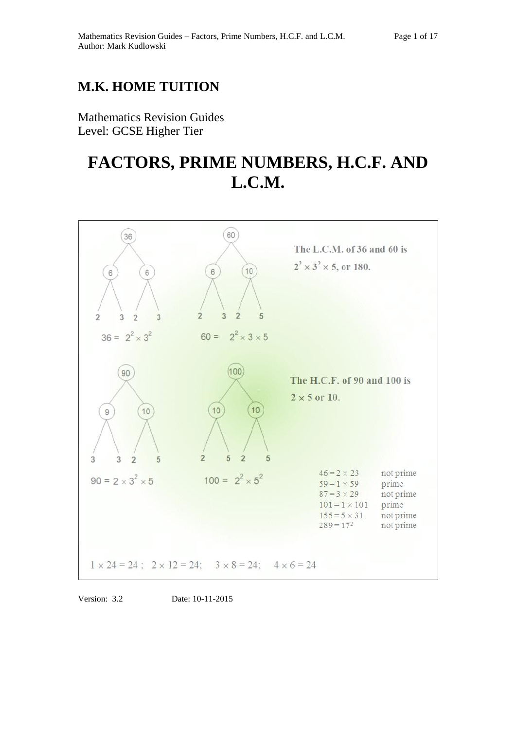# M.K. HOME TUITION

Mathematics Revision Guides
Level: GCSE Higher Tier

# FACTORS, PRIME NUMBERS, H.C.F. AND L.C.M.

$36 = 2^2 \times 3^2$

$60 = 2^2 \times 3 \times 5$

The L.C.M. of 36 and 60 is $2^2 \times 3^2 \times 5$, or 180.

$90 = 2 \times 3^2 \times 5$

$100 = 2^2 \times 5^2$

The H.C.F. of 90 and 100 is $2 \times 5$ or 10.

| | |
|---|---|
| $46 = 2 \times 23$ | not prime |
| $59 = 1 \times 59$ | prime |
| $87 = 3 \times 29$ | not prime |
| $101 = 1 \times 101$ | prime |
| $155 = 5 \times 31$ | not prime |
| $289 = 17^2$ | not prime |

$1 \times 24 = 24$ ; $2 \times 12 = 24$; $3 \times 8 = 24$; $4 \times 6 = 24$

Version: 3.2 Date: 10-11-2015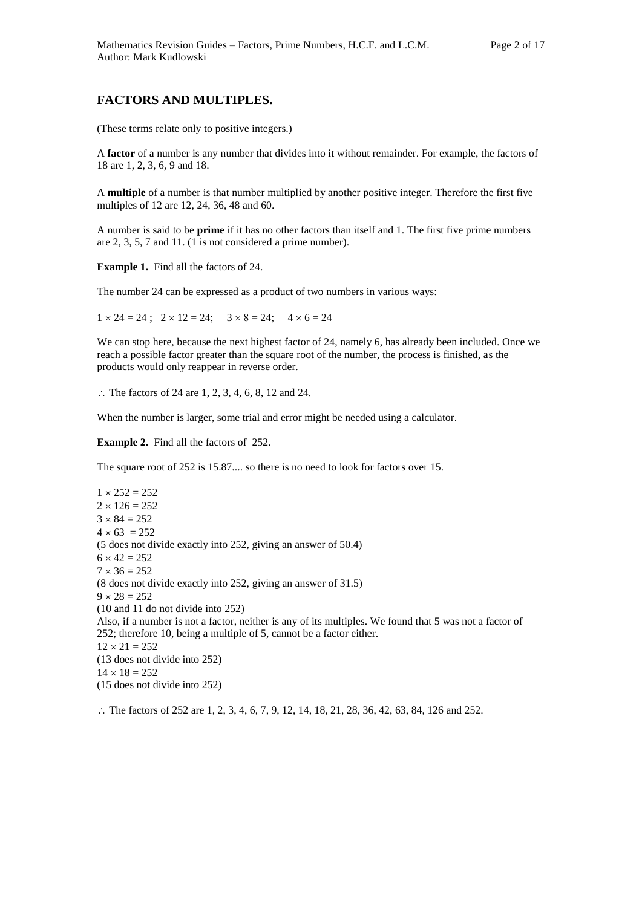## FACTORS AND MULTIPLES.

(These terms relate only to positive integers.)

A **factor** of a number is any number that divides into it without remainder. For example, the factors of 18 are 1, 2, 3, 6, 9 and 18.

A **multiple** of a number is that number multiplied by another positive integer. Therefore the first five multiples of 12 are 12, 24, 36, 48 and 60.

A number is said to be **prime** if it has no other factors than itself and 1. The first five prime numbers are 2, 3, 5, 7 and 11. (1 is not considered a prime number).

**Example 1.** Find all the factors of 24.

The number 24 can be expressed as a product of two numbers in various ways:

$1 \times 24 = 24$ ; $2 \times 12 = 24$; $3 \times 8 = 24$; $4 \times 6 = 24$

We can stop here, because the next highest factor of 24, namely 6, has already been included. Once we reach a possible factor greater than the square root of the number, the process is finished, as the products would only reappear in reverse order.

$\therefore$ The factors of 24 are 1, 2, 3, 4, 6, 8, 12 and 24.

When the number is larger, some trial and error might be needed using a calculator.

**Example 2.** Find all the factors of 252.

The square root of 252 is 15.87.... so there is no need to look for factors over 15.

$1 \times 252 = 252$
$2 \times 126 = 252$
$3 \times 84 = 252$
$4 \times 63 = 252$
(5 does not divide exactly into 252, giving an answer of 50.4)
$6 \times 42 = 252$
$7 \times 36 = 252$
(8 does not divide exactly into 252, giving an answer of 31.5)
$9 \times 28 = 252$
(10 and 11 do not divide into 252)
Also, if a number is not a factor, neither is any of its multiples. We found that 5 was not a factor of 252; therefore 10, being a multiple of 5, cannot be a factor either.
$12 \times 21 = 252$
(13 does not divide into 252)
$14 \times 18 = 252$
(15 does not divide into 252)

$\therefore$ The factors of 252 are 1, 2, 3, 4, 6, 7, 9, 12, 14, 18, 21, 28, 36, 42, 63, 84, 126 and 252.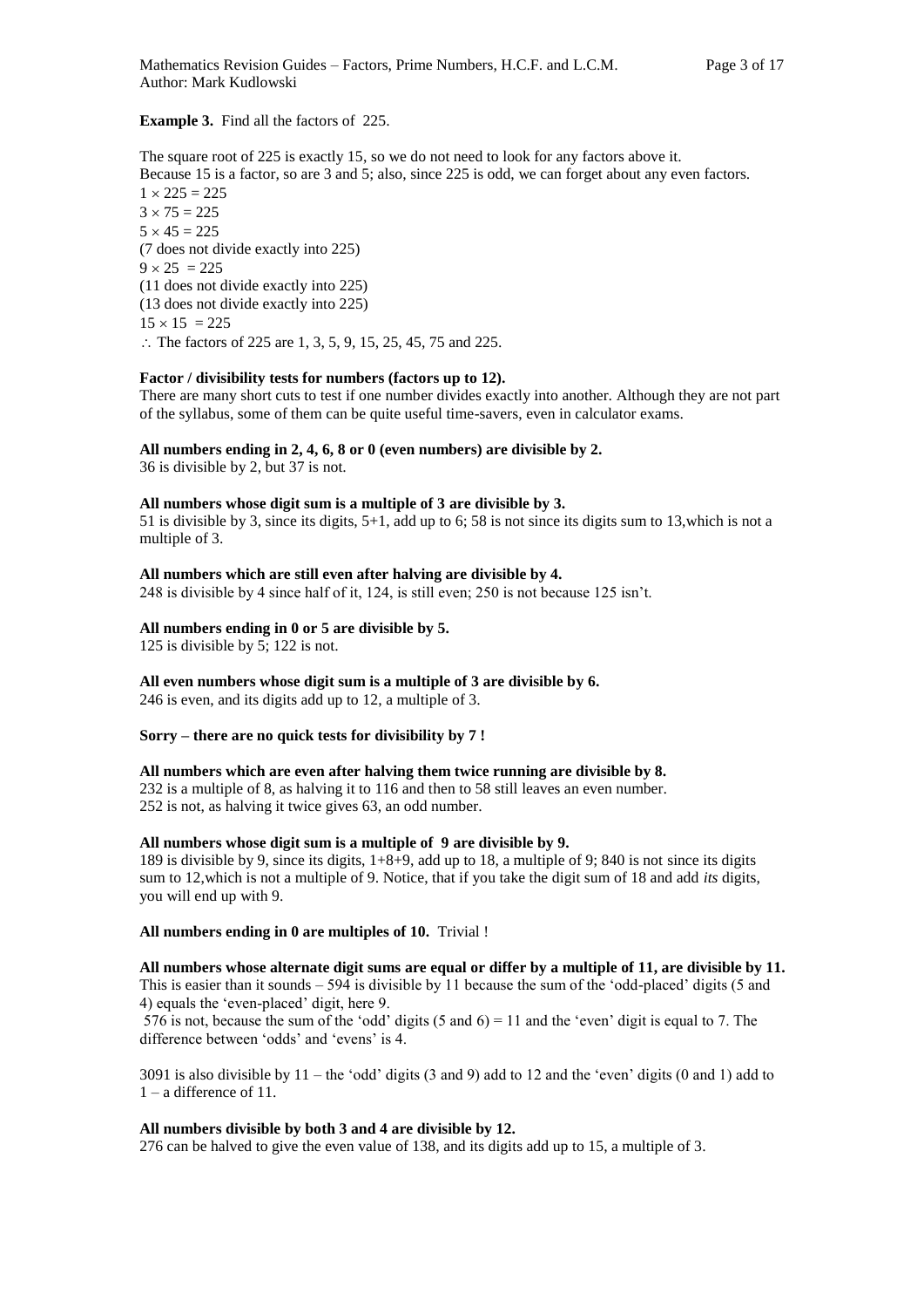**Example 3.** Find all the factors of 225.

The square root of 225 is exactly 15, so we do not need to look for any factors above it.
Because 15 is a factor, so are 3 and 5; also, since 225 is odd, we can forget about any even factors.

$1 \times 225 = 225$
$3 \times 75 = 225$
$5 \times 45 = 225$
(7 does not divide exactly into 225)
$9 \times 25 = 225$
(11 does not divide exactly into 225)
(13 does not divide exactly into 225)
$15 \times 15 = 225$
$\therefore$ The factors of 225 are 1, 3, 5, 9, 15, 25, 45, 75 and 225.

**Factor / divisibility tests for numbers (factors up to 12).**

There are many short cuts to test if one number divides exactly into another. Although they are not part of the syllabus, some of them can be quite useful time-savers, even in calculator exams.

**All numbers ending in 2, 4, 6, 8 or 0 (even numbers) are divisible by 2.**
36 is divisible by 2, but 37 is not.

**All numbers whose digit sum is a multiple of 3 are divisible by 3.**
51 is divisible by 3, since its digits, 5+1, add up to 6; 58 is not since its digits sum to 13, which is not a multiple of 3.

**All numbers which are still even after halving are divisible by 4.**
248 is divisible by 4 since half of it, 124, is still even; 250 is not because 125 isn't.

**All numbers ending in 0 or 5 are divisible by 5.**
125 is divisible by 5; 122 is not.

**All even numbers whose digit sum is a multiple of 3 are divisible by 6.**
246 is even, and its digits add up to 12, a multiple of 3.

**Sorry – there are no quick tests for divisibility by 7 !**

**All numbers which are even after halving them twice running are divisible by 8.**
232 is a multiple of 8, as halving it to 116 and then to 58 still leaves an even number.
252 is not, as halving it twice gives 63, an odd number.

**All numbers whose digit sum is a multiple of 9 are divisible by 9.**
189 is divisible by 9, since its digits, 1+8+9, add up to 18, a multiple of 9; 840 is not since its digits sum to 12, which is not a multiple of 9. Notice, that if you take the digit sum of 18 and add *its* digits, you will end up with 9.

**All numbers ending in 0 are multiples of 10.** Trivial !

**All numbers whose alternate digit sums are equal or differ by a multiple of 11, are divisible by 11.**
This is easier than it sounds – 594 is divisible by 11 because the sum of the 'odd-placed' digits (5 and 4) equals the 'even-placed' digit, here 9.
576 is not, because the sum of the 'odd' digits (5 and 6) = 11 and the 'even' digit is equal to 7. The difference between 'odds' and 'evens' is 4.

3091 is also divisible by 11 – the 'odd' digits (3 and 9) add to 12 and the 'even' digits (0 and 1) add to 1 – a difference of 11.

**All numbers divisible by both 3 and 4 are divisible by 12.**
276 can be halved to give the even value of 138, and its digits add up to 15, a multiple of 3.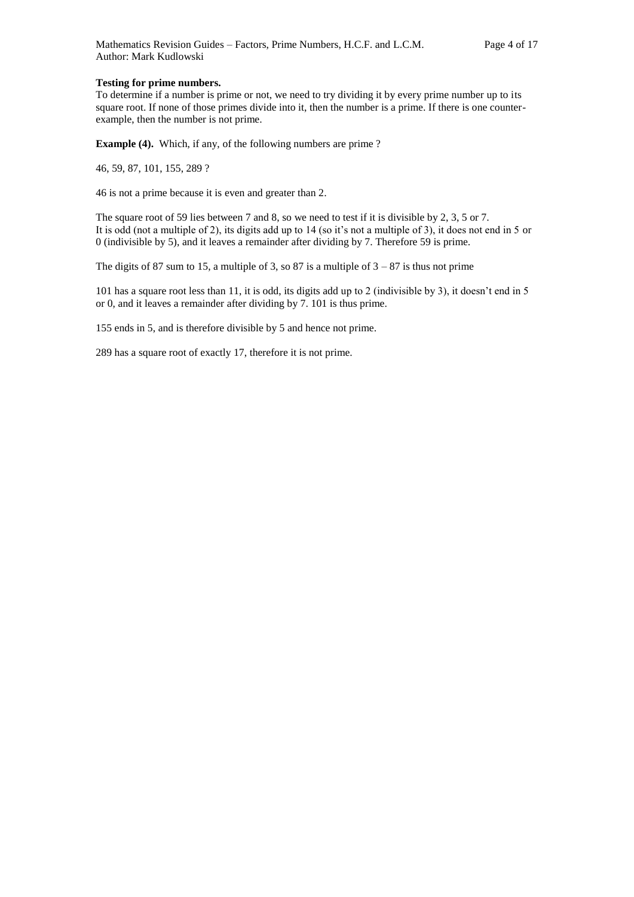**Testing for prime numbers.**

To determine if a number is prime or not, we need to try dividing it by every prime number up to its square root. If none of those primes divide into it, then the number is a prime. If there is one counter-example, then the number is not prime.

**Example (4).** Which, if any, of the following numbers are prime ?

46, 59, 87, 101, 155, 289 ?

46 is not a prime because it is even and greater than 2.

The square root of 59 lies between 7 and 8, so we need to test if it is divisible by 2, 3, 5 or 7. It is odd (not a multiple of 2), its digits add up to 14 (so it's not a multiple of 3), it does not end in 5 or 0 (indivisible by 5), and it leaves a remainder after dividing by 7. Therefore 59 is prime.

The digits of 87 sum to 15, a multiple of 3, so 87 is a multiple of 3 – 87 is thus not prime

101 has a square root less than 11, it is odd, its digits add up to 2 (indivisible by 3), it doesn't end in 5 or 0, and it leaves a remainder after dividing by 7. 101 is thus prime.

155 ends in 5, and is therefore divisible by 5 and hence not prime.

289 has a square root of exactly 17, therefore it is not prime.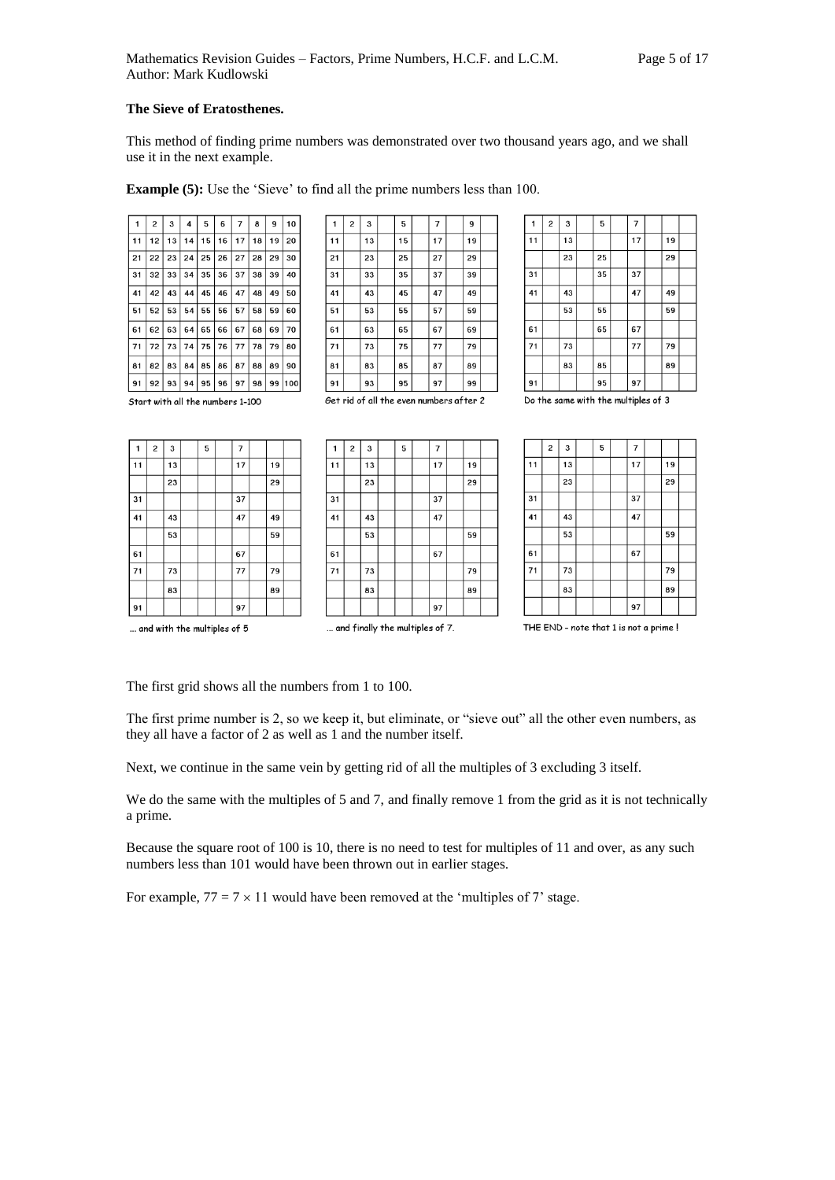### The Sieve of Eratosthenes.

This method of finding prime numbers was demonstrated over two thousand years ago, and we shall use it in the next example.

**Example (5):** Use the 'Sieve' to find all the prime numbers less than 100.

| 1 | 2 | 3 | 4 | 5 | 6 | 7 | 8 | 9 | 10 |
|---|---|---|---|---|---|---|---|---|---|
| 11 | 12 | 13 | 14 | 15 | 16 | 17 | 18 | 19 | 20 |
| 21 | 22 | 23 | 24 | 25 | 26 | 27 | 28 | 29 | 30 |
| 31 | 32 | 33 | 34 | 35 | 36 | 37 | 38 | 39 | 40 |
| 41 | 42 | 43 | 44 | 45 | 46 | 47 | 48 | 49 | 50 |
| 51 | 52 | 53 | 54 | 55 | 56 | 57 | 58 | 59 | 60 |
| 61 | 62 | 63 | 64 | 65 | 66 | 67 | 68 | 69 | 70 |
| 71 | 72 | 73 | 74 | 75 | 76 | 77 | 78 | 79 | 80 |
| 81 | 82 | 83 | 84 | 85 | 86 | 87 | 88 | 89 | 90 |
| 91 | 92 | 93 | 94 | 95 | 96 | 97 | 98 | 99 | 100 |

Start with all the numbers 1-100

| 1 | 2 | 3 | | 5 | | 7 | | 9 | |
|---|---|---|---|---|---|---|---|---|---|
| 11 | | 13 | | 15 | | 17 | | 19 | |
| 21 | | 23 | | 25 | | 27 | | 29 | |
| 31 | | 33 | | 35 | | 37 | | 39 | |
| 41 | | 43 | | 45 | | 47 | | 49 | |
| 51 | | 53 | | 55 | | 57 | | 59 | |
| 61 | | 63 | | 65 | | 67 | | 69 | |
| 71 | | 73 | | 75 | | 77 | | 79 | |
| 81 | | 83 | | 85 | | 87 | | 89 | |
| 91 | | 93 | | 95 | | 97 | | 99 | |

Get rid of all the even numbers after 2

| 1 | 2 | 3 | | 5 | | 7 | | | |
|---|---|---|---|---|---|---|---|---|---|
| 11 | | 13 | | | | 17 | | 19 | |
| | | 23 | | 25 | | | | 29 | |
| 31 | | | | 35 | | 37 | | | |
| 41 | | 43 | | | | 47 | | 49 | |
| | | 53 | | 55 | | | | 59 | |
| 61 | | | | 65 | | 67 | | | |
| 71 | | 73 | | | | 77 | | 79 | |
| | | 83 | | 85 | | | | 89 | |
| 91 | | | | 95 | | 97 | | | |

Do the same with the multiples of 3

| 1 | 2 | 3 | | 5 | | 7 | | | |
|---|---|---|---|---|---|---|---|---|---|
| 11 | | 13 | | | | 17 | | 19 | |
| | | 23 | | | | | | 29 | |
| 31 | | | | | | 37 | | | |
| 41 | | 43 | | | | 47 | | 49 | |
| | | 53 | | | | | | 59 | |
| 61 | | | | | | 67 | | | |
| 71 | | 73 | | | | 77 | | 79 | |
| | | 83 | | | | | | 89 | |
| 91 | | | | | | 97 | | | |

... and with the multiples of 5

| 1 | 2 | 3 | | 5 | | 7 | | | |
|---|---|---|---|---|---|---|---|---|---|
| 11 | | 13 | | | | 17 | | 19 | |
| | | 23 | | | | | | 29 | |
| 31 | | | | | | 37 | | | |
| 41 | | 43 | | | | 47 | | | |
| | | 53 | | | | | | 59 | |
| 61 | | | | | | 67 | | | |
| 71 | | 73 | | | | | | 79 | |
| | | 83 | | | | | | 89 | |
| | | | | | | 97 | | | |

... and finally the multiples of 7.

| | 2 | 3 | | 5 | | 7 | | | |
|---|---|---|---|---|---|---|---|---|---|
| 11 | | 13 | | | | 17 | | 19 | |
| | | 23 | | | | | | 29 | |
| 31 | | | | | | 37 | | | |
| 41 | | 43 | | | | 47 | | | |
| | | 53 | | | | | | 59 | |
| 61 | | | | | | 67 | | | |
| 71 | | 73 | | | | | | 79 | |
| | | 83 | | | | | | 89 | |
| | | | | | | 97 | | | |

THE END - note that 1 is not a prime !

The first grid shows all the numbers from 1 to 100.

The first prime number is 2, so we keep it, but eliminate, or "sieve out" all the other even numbers, as they all have a factor of 2 as well as 1 and the number itself.

Next, we continue in the same vein by getting rid of all the multiples of 3 excluding 3 itself.

We do the same with the multiples of 5 and 7, and finally remove 1 from the grid as it is not technically a prime.

Because the square root of 100 is 10, there is no need to test for multiples of 11 and over, as any such numbers less than 101 would have been thrown out in earlier stages.

For example, $77 = 7 \times 11$ would have been removed at the 'multiples of 7' stage.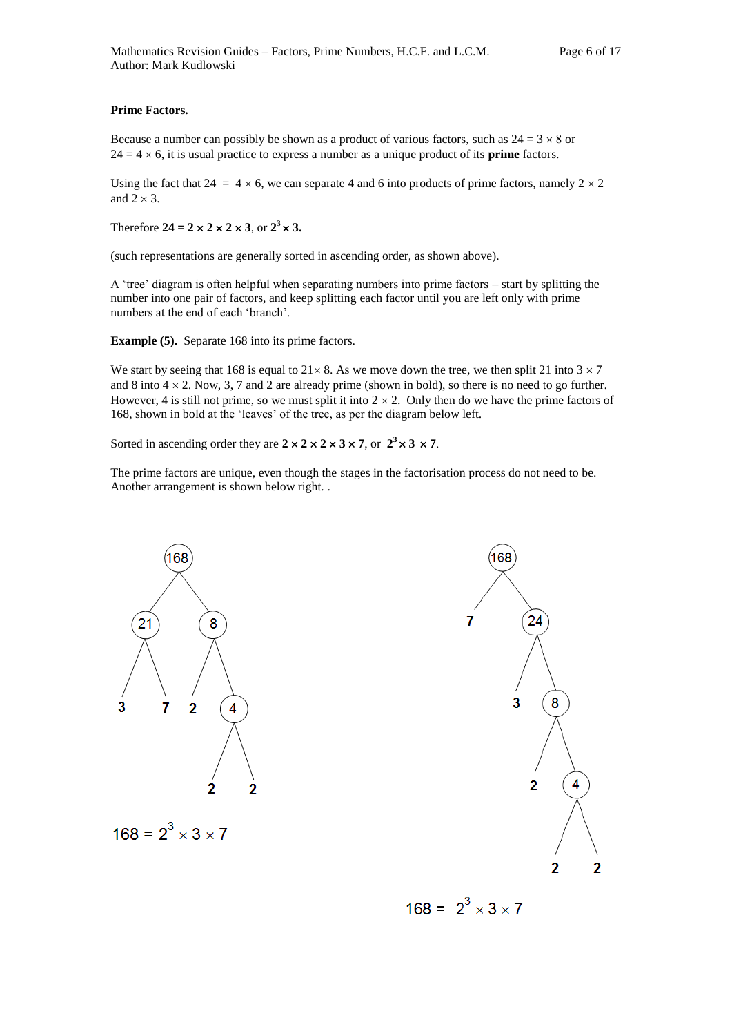**Prime Factors.**

Because a number can possibly be shown as a product of various factors, such as $24 = 3 \times 8$ or $24 = 4 \times 6$, it is usual practice to express a number as a unique product of its **prime** factors.

Using the fact that $24 = 4 \times 6$, we can separate 4 and 6 into products of prime factors, namely $2 \times 2$ and $2 \times 3$.

Therefore $\mathbf{24 = 2 \times 2 \times 2 \times 3}$, or $\mathbf{2^3 \times 3}$.

(such representations are generally sorted in ascending order, as shown above).

A 'tree' diagram is often helpful when separating numbers into prime factors – start by splitting the number into one pair of factors, and keep splitting each factor until you are left only with prime numbers at the end of each 'branch'.

**Example (5).** Separate 168 into its prime factors.

We start by seeing that 168 is equal to $21 \times 8$. As we move down the tree, we then split 21 into $3 \times 7$ and 8 into $4 \times 2$. Now, 3, 7 and 2 are already prime (shown in bold), so there is no need to go further. However, 4 is still not prime, so we must split it into $2 \times 2$. Only then do we have the prime factors of 168, shown in bold at the 'leaves' of the tree, as per the diagram below left.

Sorted in ascending order they are $\mathbf{2 \times 2 \times 2 \times 3 \times 7}$, or $\mathbf{2^3 \times 3 \times 7}$.

The prime factors are unique, even though the stages in the factorisation process do not need to be. Another arrangement is shown below right. .

$$168 = 2^3 \times 3 \times 7$$

$$168 = 2^3 \times 3 \times 7$$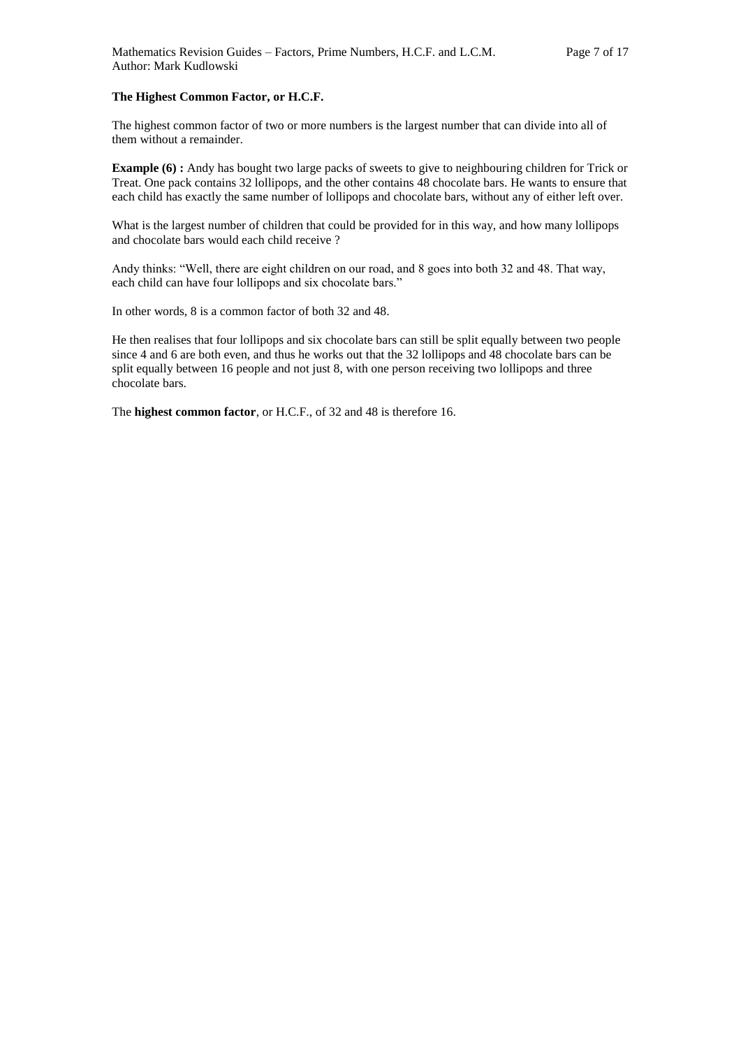**The Highest Common Factor, or H.C.F.**

The highest common factor of two or more numbers is the largest number that can divide into all of them without a remainder.

**Example (6) :** Andy has bought two large packs of sweets to give to neighbouring children for Trick or Treat. One pack contains 32 lollipops, and the other contains 48 chocolate bars. He wants to ensure that each child has exactly the same number of lollipops and chocolate bars, without any of either left over.

What is the largest number of children that could be provided for in this way, and how many lollipops and chocolate bars would each child receive ?

Andy thinks: "Well, there are eight children on our road, and 8 goes into both 32 and 48. That way, each child can have four lollipops and six chocolate bars."

In other words, 8 is a common factor of both 32 and 48.

He then realises that four lollipops and six chocolate bars can still be split equally between two people since 4 and 6 are both even, and thus he works out that the 32 lollipops and 48 chocolate bars can be split equally between 16 people and not just 8, with one person receiving two lollipops and three chocolate bars.

The **highest common factor**, or H.C.F., of 32 and 48 is therefore 16.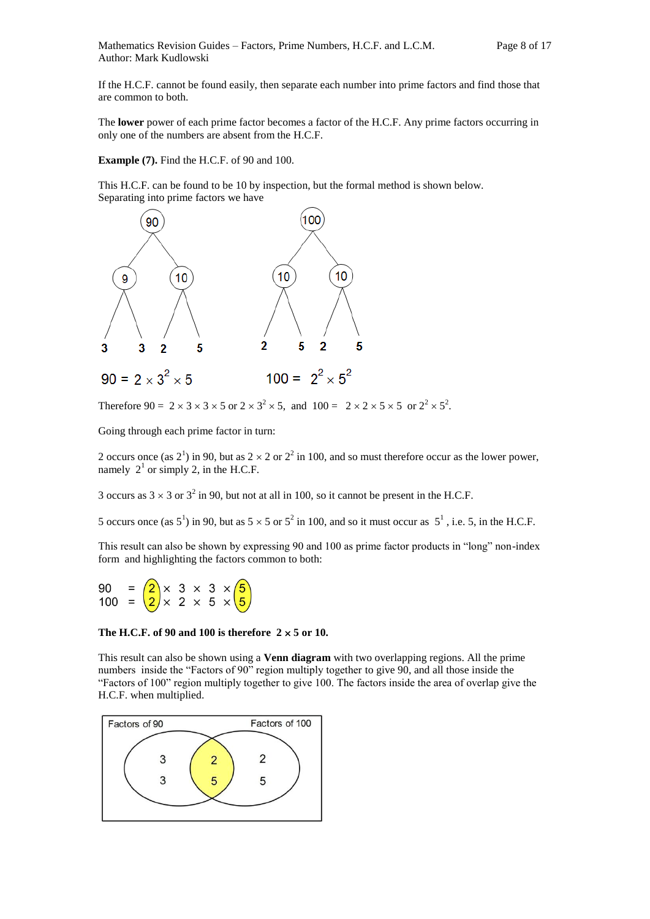If the H.C.F. cannot be found easily, then separate each number into prime factors and find those that are common to both.

The **lower** power of each prime factor becomes a factor of the H.C.F. Any prime factors occurring in only one of the numbers are absent from the H.C.F.

**Example (7).** Find the H.C.F. of 90 and 100.

This H.C.F. can be found to be 10 by inspection, but the formal method is shown below.
Separating into prime factors we have

$$90 = 2 \times 3^2 \times 5 \qquad 100 = 2^2 \times 5^2$$

Therefore 90 = $2 \times 3 \times 3 \times 5$ or $2 \times 3^2 \times 5$, and 100 = $2 \times 2 \times 5 \times 5$ or $2^2 \times 5^2$.

Going through each prime factor in turn:

2 occurs once (as $2^1$) in 90, but as $2 \times 2$ or $2^2$ in 100, and so must therefore occur as the lower power, namely $2^1$ or simply 2, in the H.C.F.

3 occurs as $3 \times 3$ or $3^2$ in 90, but not at all in 100, so it cannot be present in the H.C.F.

5 occurs once (as $5^1$) in 90, but as $5 \times 5$ or $5^2$ in 100, and so it must occur as $5^1$, i.e. 5, in the H.C.F.

This result can also be shown by expressing 90 and 100 as prime factor products in "long" non-index form and highlighting the factors common to both:

$$90 = 2 \times 3 \times 3 \times 5$$
$$100 = 2 \times 2 \times 5 \times 5$$

**The H.C.F. of 90 and 100 is therefore $2 \times 5$ or 10.**

This result can also be shown using a **Venn diagram** with two overlapping regions. All the prime numbers inside the "Factors of 90" region multiply together to give 90, and all those inside the "Factors of 100" region multiply together to give 100. The factors inside the area of overlap give the H.C.F. when multiplied.

| Factors of 90 only | Overlap | Factors of 100 only |
|---|---|---|
| 3, 3 | 2, 5 | 2, 5 |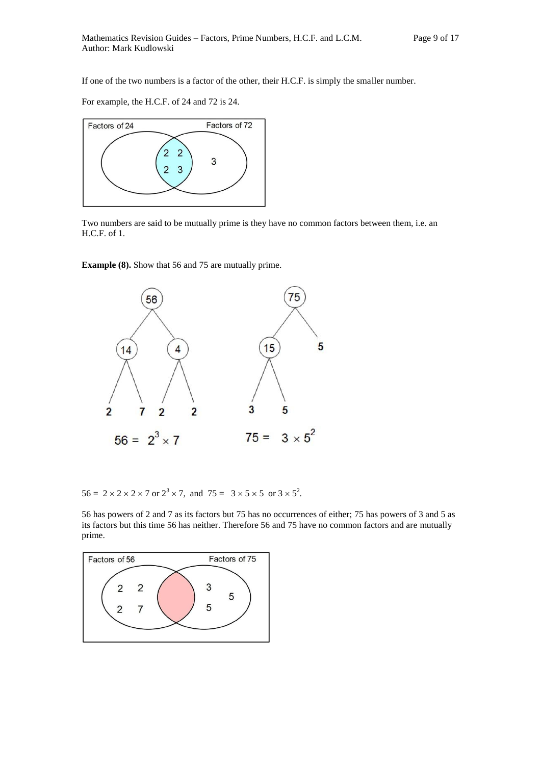If one of the two numbers is a factor of the other, their H.C.F. is simply the smaller number.

For example, the H.C.F. of 24 and 72 is 24.

Two numbers are said to be mutually prime is they have no common factors between them, i.e. an H.C.F. of 1.

**Example (8).** Show that 56 and 75 are mutually prime.

$56 = 2 \times 2 \times 2 \times 7$ or $2^3 \times 7$, and $75 = 3 \times 5 \times 5$ or $3 \times 5^2$.

56 has powers of 2 and 7 as its factors but 75 has no occurrences of either; 75 has powers of 3 and 5 as its factors but this time 56 has neither. Therefore 56 and 75 have no common factors and are mutually prime.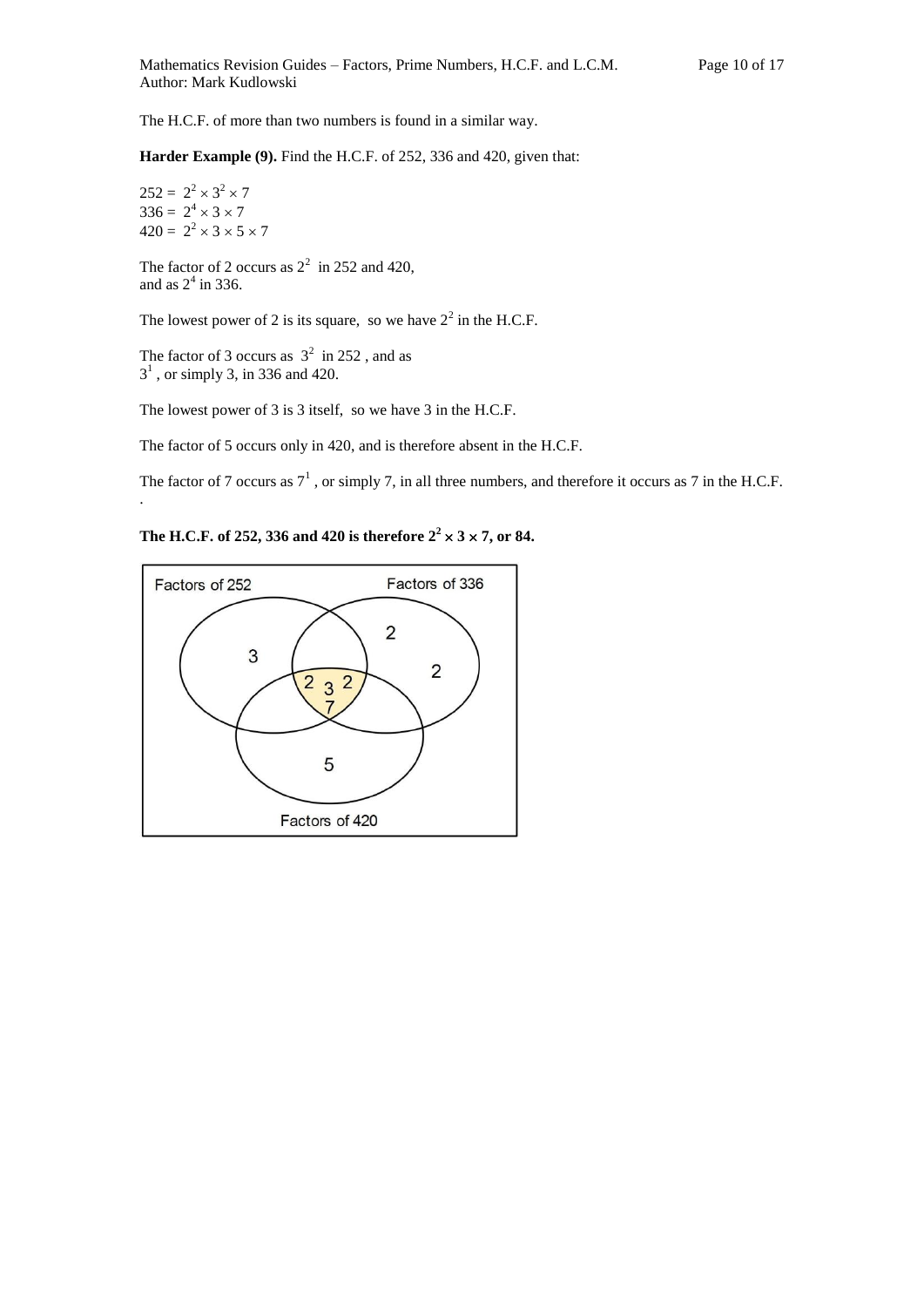The H.C.F. of more than two numbers is found in a similar way.

**Harder Example (9).** Find the H.C.F. of 252, 336 and 420, given that:

$252 = 2^2 \times 3^2 \times 7$
$336 = 2^4 \times 3 \times 7$
$420 = 2^2 \times 3 \times 5 \times 7$

The factor of 2 occurs as $2^2$ in 252 and 420, and as $2^4$ in 336.

The lowest power of 2 is its square, so we have $2^2$ in the H.C.F.

The factor of 3 occurs as $3^2$ in 252 , and as $3^1$ , or simply 3, in 336 and 420.

The lowest power of 3 is 3 itself, so we have 3 in the H.C.F.

The factor of 5 occurs only in 420, and is therefore absent in the H.C.F.

The factor of 7 occurs as $7^1$ , or simply 7, in all three numbers, and therefore it occurs as 7 in the H.C.F.

**The H.C.F. of 252, 336 and 420 is therefore $2^2 \times 3 \times 7$, or 84.**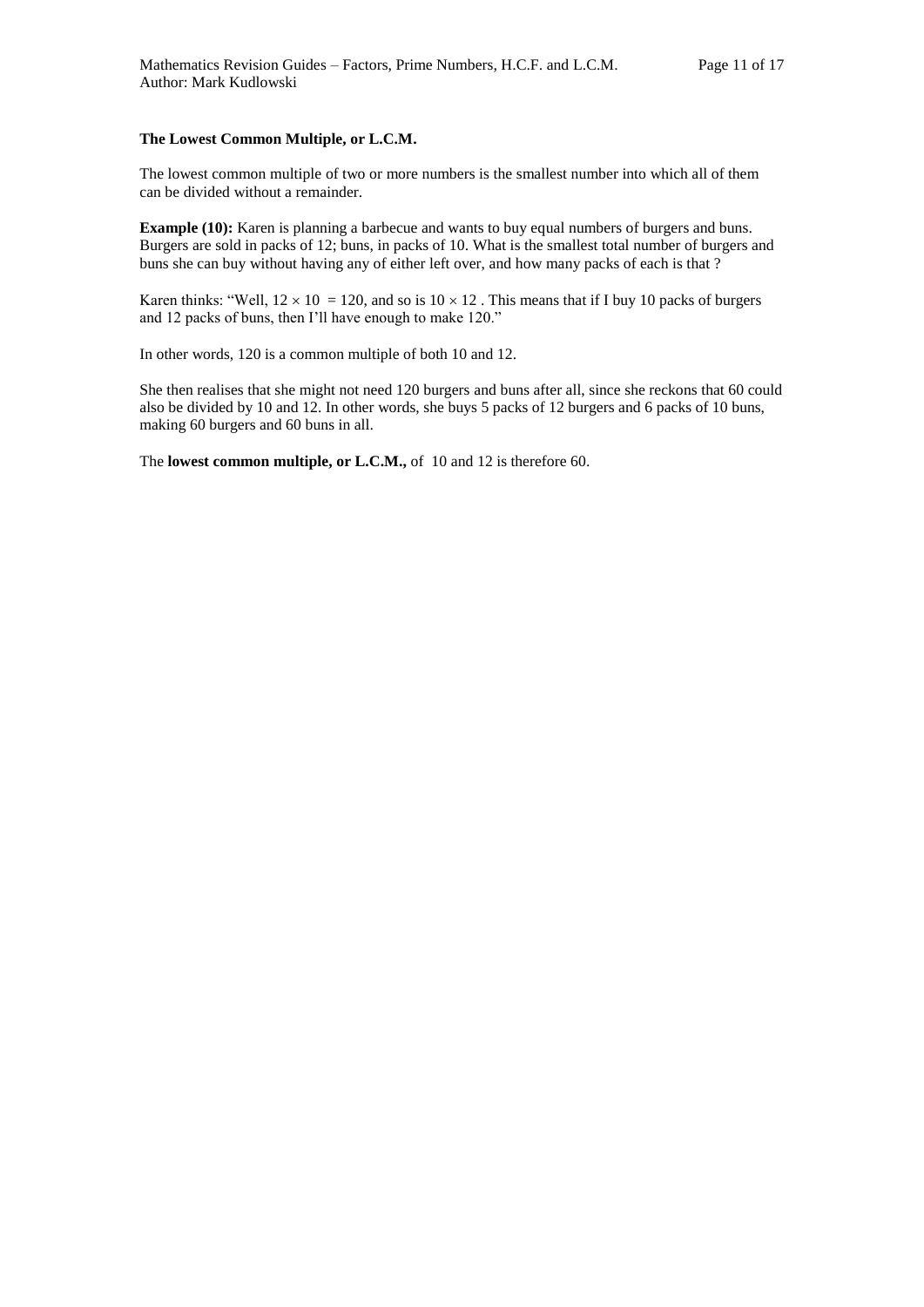**The Lowest Common Multiple, or L.C.M.**

The lowest common multiple of two or more numbers is the smallest number into which all of them can be divided without a remainder.

**Example (10):** Karen is planning a barbecue and wants to buy equal numbers of burgers and buns. Burgers are sold in packs of 12; buns, in packs of 10. What is the smallest total number of burgers and buns she can buy without having any of either left over, and how many packs of each is that ?

Karen thinks: "Well, $12 \times 10 = 120$, and so is $10 \times 12$ . This means that if I buy 10 packs of burgers and 12 packs of buns, then I'll have enough to make 120."

In other words, 120 is a common multiple of both 10 and 12.

She then realises that she might not need 120 burgers and buns after all, since she reckons that 60 could also be divided by 10 and 12. In other words, she buys 5 packs of 12 burgers and 6 packs of 10 buns, making 60 burgers and 60 buns in all.

The **lowest common multiple, or L.C.M.,** of 10 and 12 is therefore 60.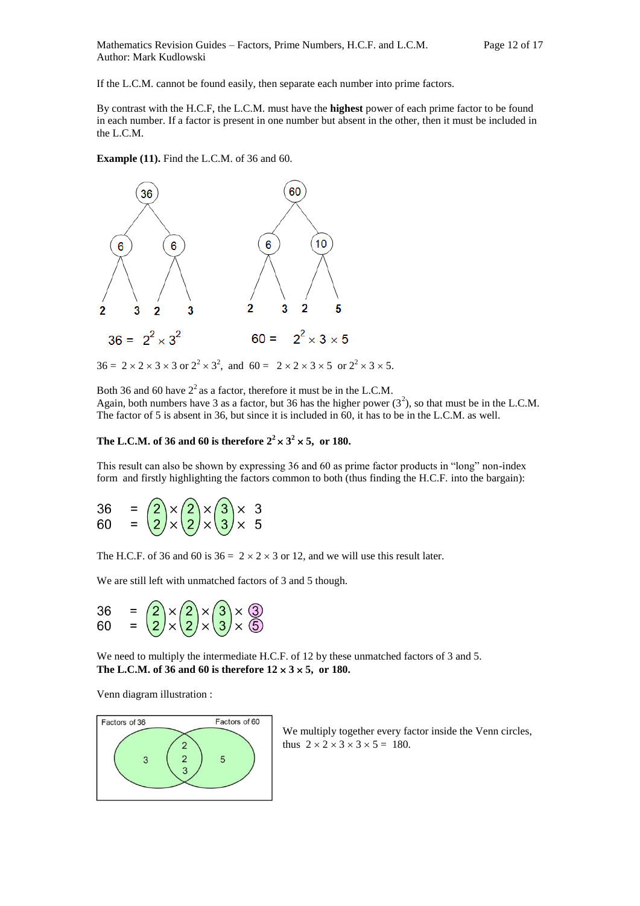If the L.C.M. cannot be found easily, then separate each number into prime factors.

By contrast with the H.C.F, the L.C.M. must have the **highest** power of each prime factor to be found in each number. If a factor is present in one number but absent in the other, then it must be included in the L.C.M.

**Example (11).** Find the L.C.M. of 36 and 60.

$36 = 2^2 \times 3^2$ $\qquad$ $60 = 2^2 \times 3 \times 5$

$36 = 2 \times 2 \times 3 \times 3$ or $2^2 \times 3^2$, and $60 = 2 \times 2 \times 3 \times 5$ or $2^2 \times 3 \times 5$.

Both 36 and 60 have $2^2$ as a factor, therefore it must be in the L.C.M.
Again, both numbers have 3 as a factor, but 36 has the higher power ($3^2$), so that must be in the L.C.M.
The factor of 5 is absent in 36, but since it is included in 60, it has to be in the L.C.M. as well.

**The L.C.M. of 36 and 60 is therefore $2^2 \times 3^2 \times 5$, or 180.**

This result can also be shown by expressing 36 and 60 as prime factor products in "long" non-index form and firstly highlighting the factors common to both (thus finding the H.C.F. into the bargain):

$$36 = 2 \times 2 \times 3 \times 3$$
$$60 = 2 \times 2 \times 3 \times 5$$

The H.C.F. of 36 and 60 is $36 = 2 \times 2 \times 3$ or 12, and we will use this result later.

We are still left with unmatched factors of 3 and 5 though.

$$36 = 2 \times 2 \times 3 \times 3$$
$$60 = 2 \times 2 \times 3 \times 5$$

We need to multiply the intermediate H.C.F. of 12 by these unmatched factors of 3 and 5.
**The L.C.M. of 36 and 60 is therefore $12 \times 3 \times 5$, or 180.**

Venn diagram illustration :

Factors of 36: 3 | Both: 2, 2, 3 | Factors of 60: 5

We multiply together every factor inside the Venn circles, thus $2 \times 2 \times 3 \times 3 \times 5 = 180$.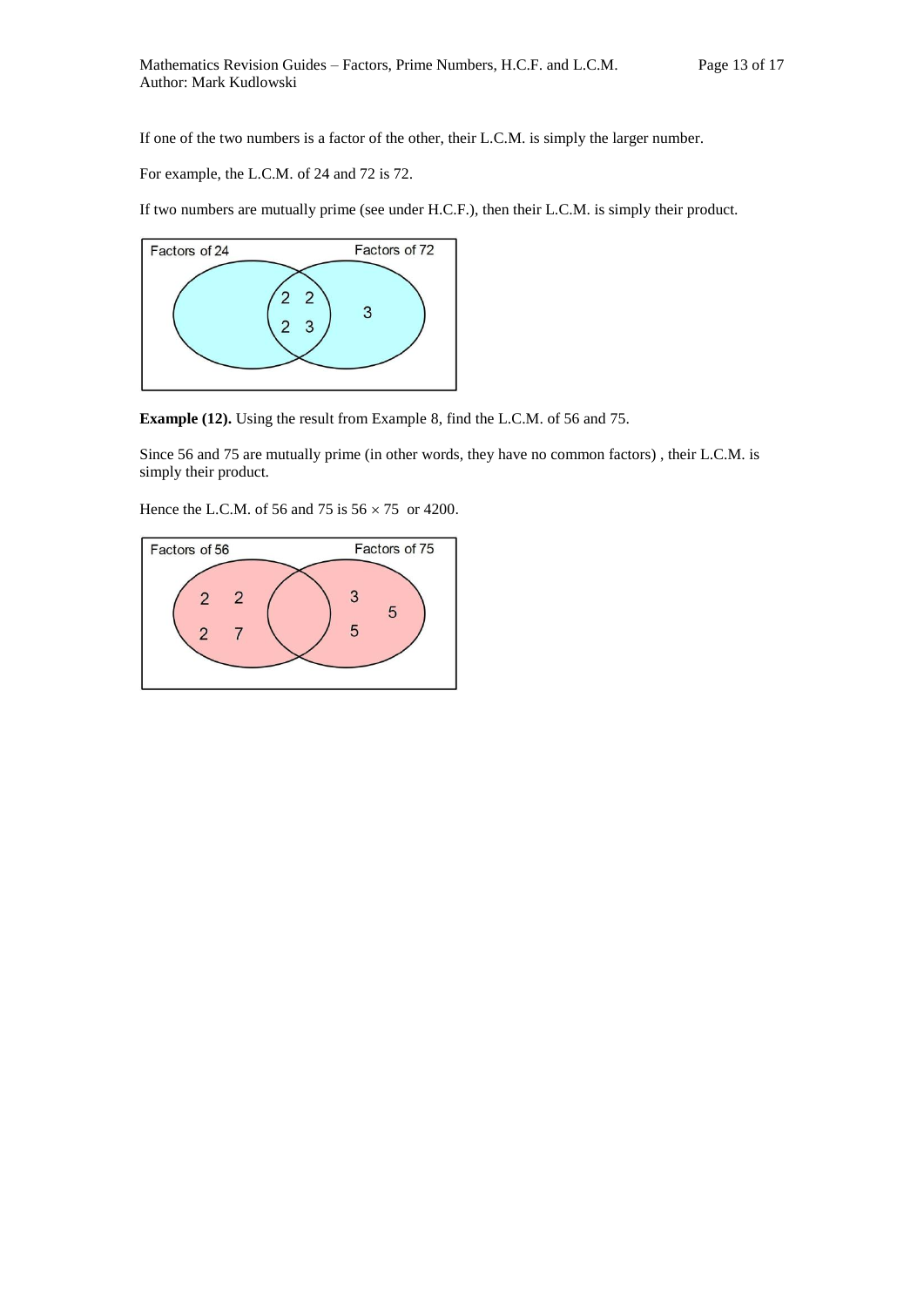If one of the two numbers is a factor of the other, their L.C.M. is simply the larger number.

For example, the L.C.M. of 24 and 72 is 72.

If two numbers are mutually prime (see under H.C.F.), then their L.C.M. is simply their product.

**Example (12).** Using the result from Example 8, find the L.C.M. of 56 and 75.

Since 56 and 75 are mutually prime (in other words, they have no common factors) , their L.C.M. is simply their product.

Hence the L.C.M. of 56 and 75 is $56 \times 75$ or 4200.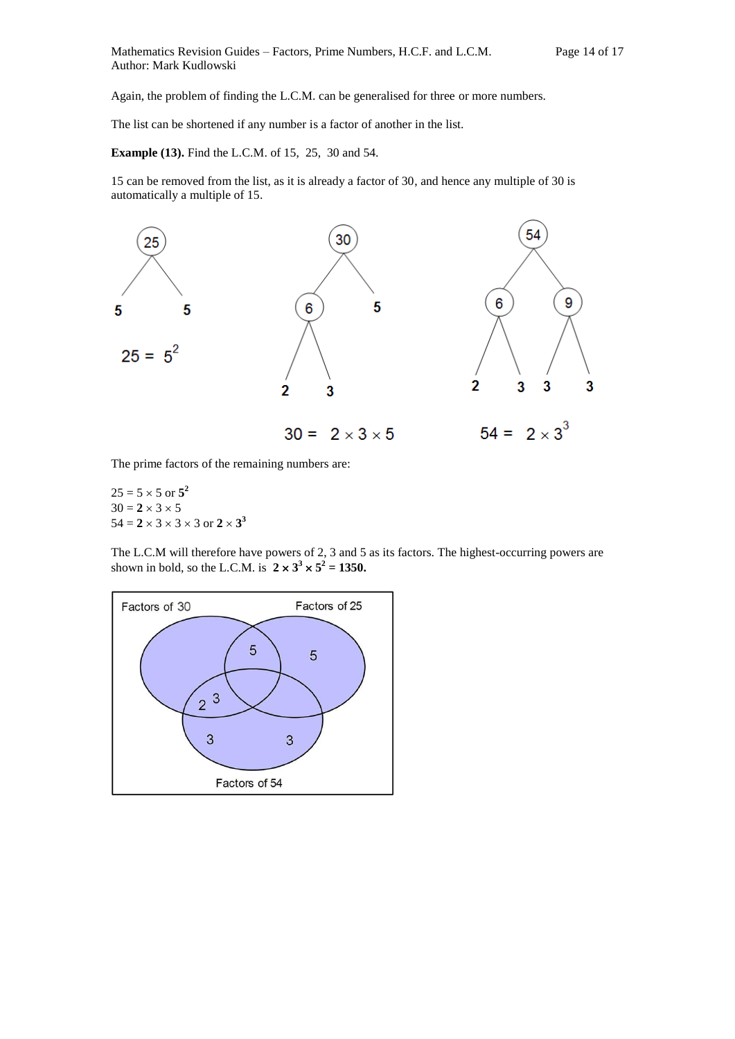Again, the problem of finding the L.C.M. can be generalised for three or more numbers.

The list can be shortened if any number is a factor of another in the list.

**Example (13).** Find the L.C.M. of 15, 25, 30 and 54.

15 can be removed from the list, as it is already a factor of 30, and hence any multiple of 30 is automatically a multiple of 15.

$25 = 5^2$

$30 = 2 \times 3 \times 5$

$54 = 2 \times 3^3$

The prime factors of the remaining numbers are:

$25 = 5 \times 5$ or $\mathbf{5^2}$
$30 = \mathbf{2} \times 3 \times 5$
$54 = \mathbf{2} \times 3 \times 3 \times 3$ or $\mathbf{2 \times 3^3}$

The L.C.M will therefore have powers of 2, 3 and 5 as its factors. The highest-occurring powers are shown in bold, so the L.C.M. is $\mathbf{2 \times 3^3 \times 5^2 = 1350}$.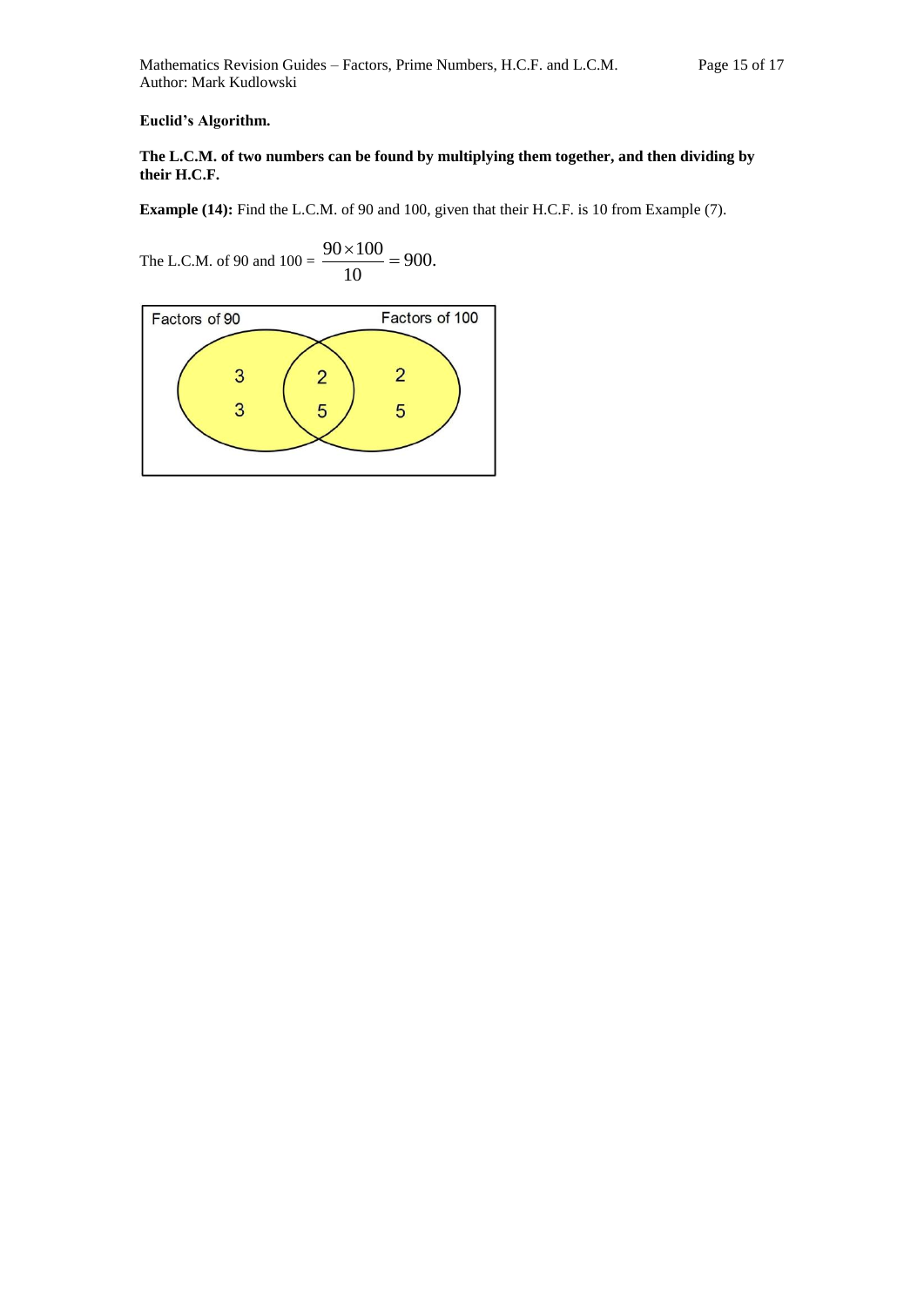**Euclid's Algorithm.**

**The L.C.M. of two numbers can be found by multiplying them together, and then dividing by their H.C.F.**

**Example (14):** Find the L.C.M. of 90 and 100, given that their H.C.F. is 10 from Example (7).

The L.C.M. of 90 and 100 = $\dfrac{90 \times 100}{10} = 900.$

Factors of 90 | Factors of 100

| Factors of 90 only | Both | Factors of 100 only |
|---|---|---|
| 3 | 2 | 2 |
| 3 | 5 | 5 |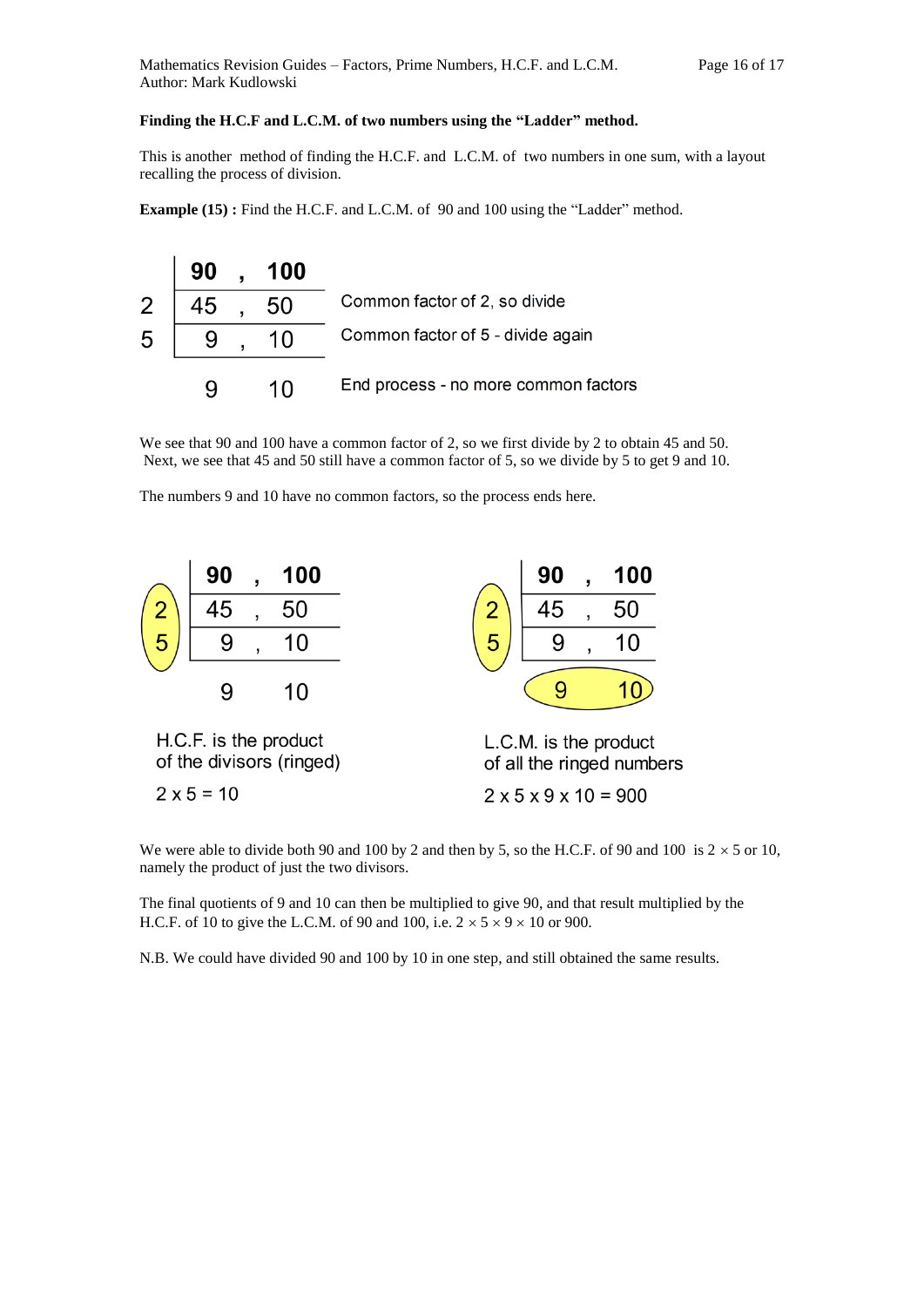**Finding the H.C.F and L.C.M. of two numbers using the "Ladder" method.**

This is another method of finding the H.C.F. and L.C.M. of two numbers in one sum, with a layout recalling the process of division.

**Example (15) :** Find the H.C.F. and L.C.M. of 90 and 100 using the "Ladder" method.

| | **90 , 100** | |
|---|---|---|
| 2 | 45 , 50 | Common factor of 2, so divide |
| 5 | 9 , 10 | Common factor of 5 - divide again |
| | 9 10 | End process - no more common factors |

We see that 90 and 100 have a common factor of 2, so we first divide by 2 to obtain 45 and 50. Next, we see that 45 and 50 still have a common factor of 5, so we divide by 5 to get 9 and 10.

The numbers 9 and 10 have no common factors, so the process ends here.

| | **90 , 100** |
|---|---|
| (2) | 45 , 50 |
| (5) | 9 , 10 |
| | 9 10 |

H.C.F. is the product of the divisors (ringed)

2 x 5 = 10

| | **90 , 100** |
|---|---|
| (2) | 45 , 50 |
| (5) | 9 , 10 |
| | (9 10) |

L.C.M. is the product of all the ringed numbers

2 x 5 x 9 x 10 = 900

We were able to divide both 90 and 100 by 2 and then by 5, so the H.C.F. of 90 and 100 is $2 \times 5$ or 10, namely the product of just the two divisors.

The final quotients of 9 and 10 can then be multiplied to give 90, and that result multiplied by the H.C.F. of 10 to give the L.C.M. of 90 and 100, i.e. $2 \times 5 \times 9 \times 10$ or 900.

N.B. We could have divided 90 and 100 by 10 in one step, and still obtained the same results.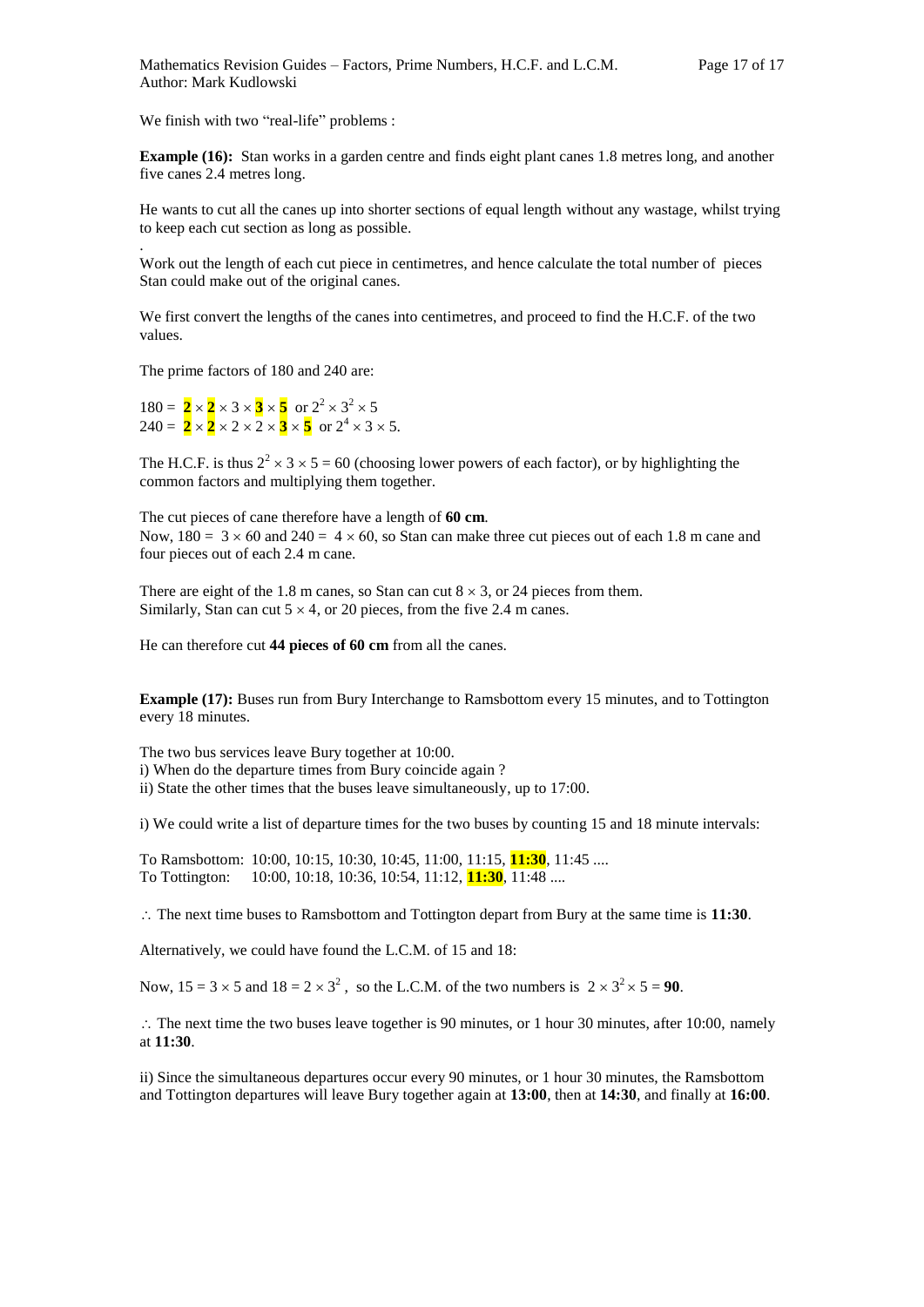We finish with two "real-life" problems :

**Example (16):** Stan works in a garden centre and finds eight plant canes 1.8 metres long, and another five canes 2.4 metres long.

He wants to cut all the canes up into shorter sections of equal length without any wastage, whilst trying to keep each cut section as long as possible.

.
Work out the length of each cut piece in centimetres, and hence calculate the total number of pieces Stan could make out of the original canes.

We first convert the lengths of the canes into centimetres, and proceed to find the H.C.F. of the two values.

The prime factors of 180 and 240 are:

$180 = \mathbf{2} \times \mathbf{2} \times 3 \times \mathbf{3} \times \mathbf{5}$ or $2^2 \times 3^2 \times 5$
$240 = \mathbf{2} \times \mathbf{2} \times 2 \times 2 \times \mathbf{3} \times \mathbf{5}$ or $2^4 \times 3 \times 5$.

The H.C.F. is thus $2^2 \times 3 \times 5 = 60$ (choosing lower powers of each factor), or by highlighting the common factors and multiplying them together.

The cut pieces of cane therefore have a length of **60 cm**.
Now, $180 = 3 \times 60$ and $240 = 4 \times 60$, so Stan can make three cut pieces out of each 1.8 m cane and four pieces out of each 2.4 m cane.

There are eight of the 1.8 m canes, so Stan can cut $8 \times 3$, or 24 pieces from them.
Similarly, Stan can cut $5 \times 4$, or 20 pieces, from the five 2.4 m canes.

He can therefore cut **44 pieces of 60 cm** from all the canes.

**Example (17):** Buses run from Bury Interchange to Ramsbottom every 15 minutes, and to Tottington every 18 minutes.

The two bus services leave Bury together at 10:00.
i) When do the departure times from Bury coincide again ?
ii) State the other times that the buses leave simultaneously, up to 17:00.

i) We could write a list of departure times for the two buses by counting 15 and 18 minute intervals:

To Ramsbottom: 10:00, 10:15, 10:30, 10:45, 11:00, 11:15, **11:30**, 11:45 ....
To Tottington: 10:00, 10:18, 10:36, 10:54, 11:12, **11:30**, 11:48 ....

$\therefore$ The next time buses to Ramsbottom and Tottington depart from Bury at the same time is **11:30**.

Alternatively, we could have found the L.C.M. of 15 and 18:

Now, $15 = 3 \times 5$ and $18 = 2 \times 3^2$, so the L.C.M. of the two numbers is $2 \times 3^2 \times 5 = \mathbf{90}$.

$\therefore$ The next time the two buses leave together is 90 minutes, or 1 hour 30 minutes, after 10:00, namely at **11:30**.

ii) Since the simultaneous departures occur every 90 minutes, or 1 hour 30 minutes, the Ramsbottom and Tottington departures will leave Bury together again at **13:00**, then at **14:30**, and finally at **16:00**.